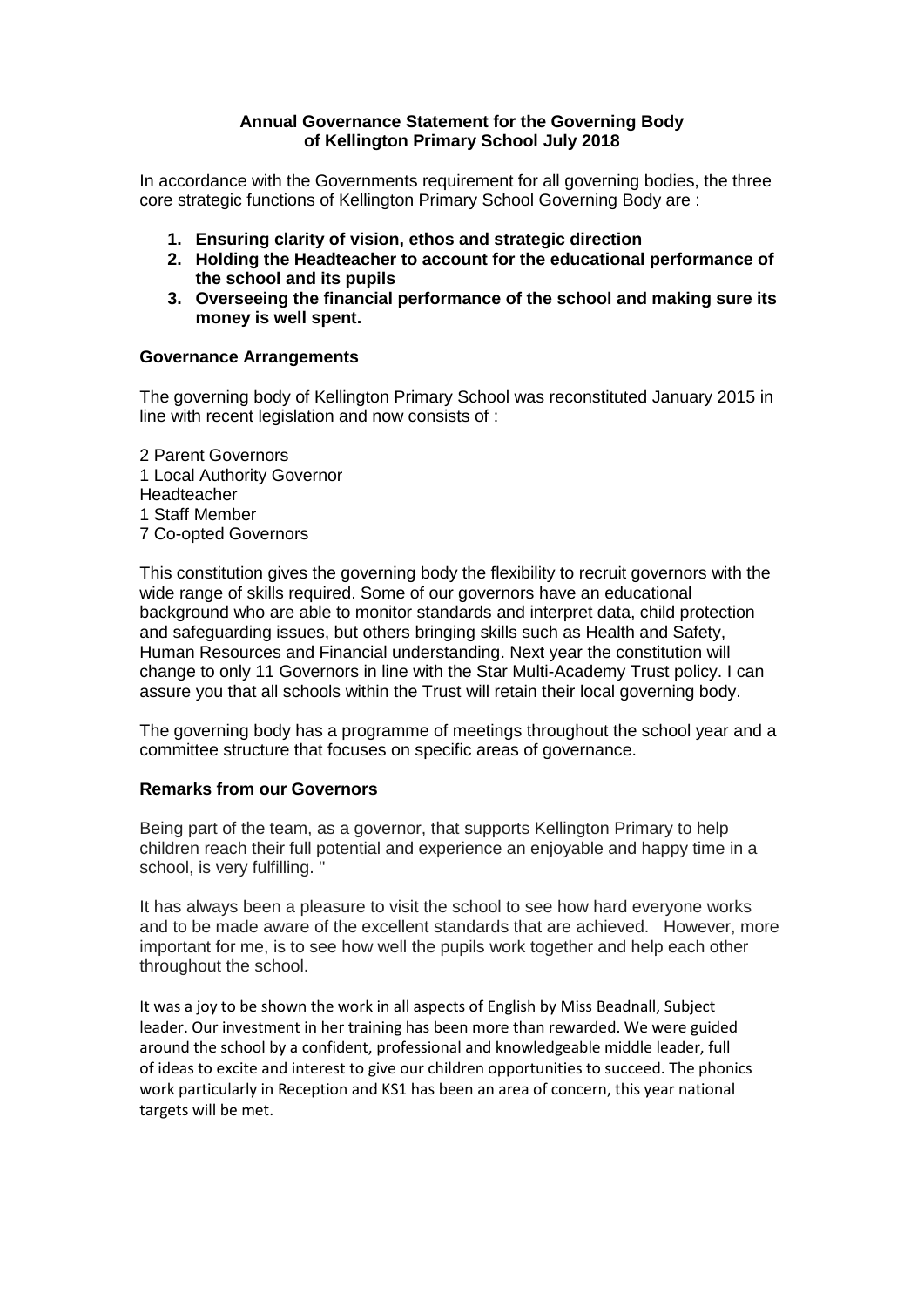**Annual Governance Statement for the Governing Body of Kellington Primary School July 2018**

In accordance with the Governments requirement for all governing bodies, the three core strategic functions of Kellington Primary School Governing Body are :

1. **Ensuring clarity of vision, ethos and strategic direction**
2. **Holding the Headteacher to account for the educational performance of the school and its pupils**
3. **Overseeing the financial performance of the school and making sure its money is well spent.**

**Governance Arrangements**

The governing body of Kellington Primary School was reconstituted January 2015 in line with recent legislation and now consists of :

2 Parent Governors
1 Local Authority Governor
Headteacher
1 Staff Member
7 Co-opted Governors

This constitution gives the governing body the flexibility to recruit governors with the wide range of skills required. Some of our governors have an educational background who are able to monitor standards and interpret data, child protection and safeguarding issues, but others bringing skills such as Health and Safety, Human Resources and Financial understanding. Next year the constitution will change to only 11 Governors in line with the Star Multi-Academy Trust policy. I can assure you that all schools within the Trust will retain their local governing body.

The governing body has a programme of meetings throughout the school year and a committee structure that focuses on specific areas of governance.

**Remarks from our Governors**

Being part of the team, as a governor, that supports Kellington Primary to help children reach their full potential and experience an enjoyable and happy time in a school, is very fulfilling. "

It has always been a pleasure to visit the school to see how hard everyone works and to be made aware of the excellent standards that are achieved. However, more important for me, is to see how well the pupils work together and help each other throughout the school.

It was a joy to be shown the work in all aspects of English by Miss Beadnall, Subject leader. Our investment in her training has been more than rewarded. We were guided around the school by a confident, professional and knowledgeable middle leader, full of ideas to excite and interest to give our children opportunities to succeed. The phonics work particularly in Reception and KS1 has been an area of concern, this year national targets will be met.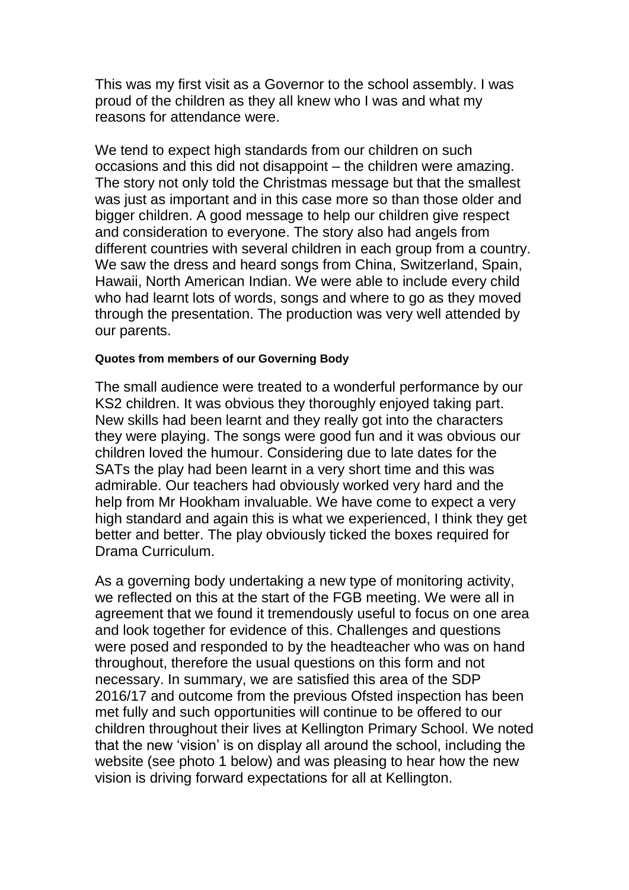This was my first visit as a Governor to the school assembly. I was proud of the children as they all knew who I was and what my reasons for attendance were.

We tend to expect high standards from our children on such occasions and this did not disappoint – the children were amazing. The story not only told the Christmas message but that the smallest was just as important and in this case more so than those older and bigger children. A good message to help our children give respect and consideration to everyone. The story also had angels from different countries with several children in each group from a country. We saw the dress and heard songs from China, Switzerland, Spain, Hawaii, North American Indian. We were able to include every child who had learnt lots of words, songs and where to go as they moved through the presentation. The production was very well attended by our parents.

**Quotes from members of our Governing Body**

The small audience were treated to a wonderful performance by our KS2 children. It was obvious they thoroughly enjoyed taking part. New skills had been learnt and they really got into the characters they were playing. The songs were good fun and it was obvious our children loved the humour. Considering due to late dates for the SATs the play had been learnt in a very short time and this was admirable. Our teachers had obviously worked very hard and the help from Mr Hookham invaluable. We have come to expect a very high standard and again this is what we experienced, I think they get better and better. The play obviously ticked the boxes required for Drama Curriculum.

As a governing body undertaking a new type of monitoring activity, we reflected on this at the start of the FGB meeting. We were all in agreement that we found it tremendously useful to focus on one area and look together for evidence of this. Challenges and questions were posed and responded to by the headteacher who was on hand throughout, therefore the usual questions on this form and not necessary. In summary, we are satisfied this area of the SDP 2016/17 and outcome from the previous Ofsted inspection has been met fully and such opportunities will continue to be offered to our children throughout their lives at Kellington Primary School. We noted that the new 'vision' is on display all around the school, including the website (see photo 1 below) and was pleasing to hear how the new vision is driving forward expectations for all at Kellington.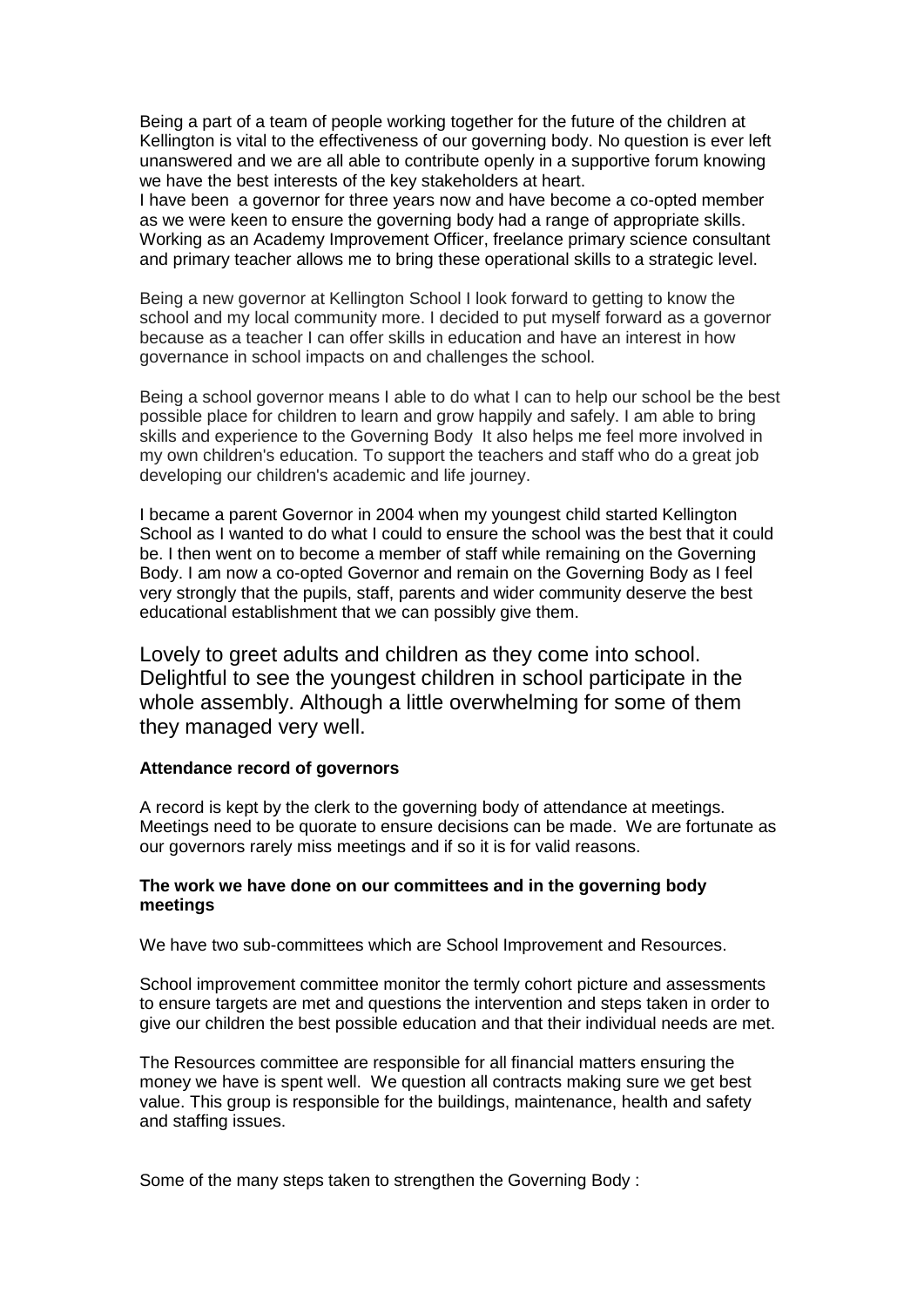Being a part of a team of people working together for the future of the children at Kellington is vital to the effectiveness of our governing body. No question is ever left unanswered and we are all able to contribute openly in a supportive forum knowing we have the best interests of the key stakeholders at heart.
I have been a governor for three years now and have become a co-opted member as we were keen to ensure the governing body had a range of appropriate skills. Working as an Academy Improvement Officer, freelance primary science consultant and primary teacher allows me to bring these operational skills to a strategic level.

Being a new governor at Kellington School I look forward to getting to know the school and my local community more. I decided to put myself forward as a governor because as a teacher I can offer skills in education and have an interest in how governance in school impacts on and challenges the school.

Being a school governor means I able to do what I can to help our school be the best possible place for children to learn and grow happily and safely. I am able to bring skills and experience to the Governing Body It also helps me feel more involved in my own children's education. To support the teachers and staff who do a great job developing our children's academic and life journey.

I became a parent Governor in 2004 when my youngest child started Kellington School as I wanted to do what I could to ensure the school was the best that it could be. I then went on to become a member of staff while remaining on the Governing Body. I am now a co-opted Governor and remain on the Governing Body as I feel very strongly that the pupils, staff, parents and wider community deserve the best educational establishment that we can possibly give them.

Lovely to greet adults and children as they come into school. Delightful to see the youngest children in school participate in the whole assembly. Although a little overwhelming for some of them they managed very well.

**Attendance record of governors**

A record is kept by the clerk to the governing body of attendance at meetings. Meetings need to be quorate to ensure decisions can be made. We are fortunate as our governors rarely miss meetings and if so it is for valid reasons.

**The work we have done on our committees and in the governing body meetings**

We have two sub-committees which are School Improvement and Resources.

School improvement committee monitor the termly cohort picture and assessments to ensure targets are met and questions the intervention and steps taken in order to give our children the best possible education and that their individual needs are met.

The Resources committee are responsible for all financial matters ensuring the money we have is spent well. We question all contracts making sure we get best value. This group is responsible for the buildings, maintenance, health and safety and staffing issues.

Some of the many steps taken to strengthen the Governing Body :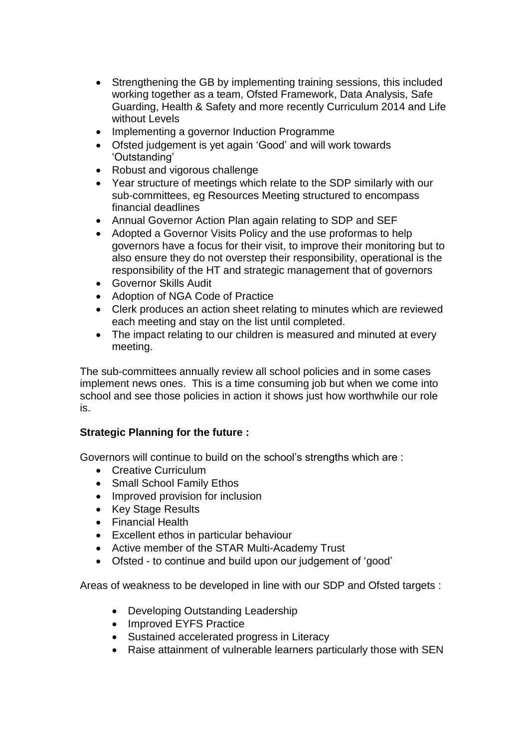- Strengthening the GB by implementing training sessions, this included working together as a team, Ofsted Framework, Data Analysis, Safe Guarding, Health & Safety and more recently Curriculum 2014 and Life without Levels
- Implementing a governor Induction Programme
- Ofsted judgement is yet again 'Good' and will work towards 'Outstanding'
- Robust and vigorous challenge
- Year structure of meetings which relate to the SDP similarly with our sub-committees, eg Resources Meeting structured to encompass financial deadlines
- Annual Governor Action Plan again relating to SDP and SEF
- Adopted a Governor Visits Policy and the use proformas to help governors have a focus for their visit, to improve their monitoring but to also ensure they do not overstep their responsibility, operational is the responsibility of the HT and strategic management that of governors
- Governor Skills Audit
- Adoption of NGA Code of Practice
- Clerk produces an action sheet relating to minutes which are reviewed each meeting and stay on the list until completed.
- The impact relating to our children is measured and minuted at every meeting.

The sub-committees annually review all school policies and in some cases implement news ones. This is a time consuming job but when we come into school and see those policies in action it shows just how worthwhile our role is.

**Strategic Planning for the future :**

Governors will continue to build on the school's strengths which are :

- Creative Curriculum
- Small School Family Ethos
- Improved provision for inclusion
- Key Stage Results
- Financial Health
- Excellent ethos in particular behaviour
- Active member of the STAR Multi-Academy Trust
- Ofsted - to continue and build upon our judgement of 'good'

Areas of weakness to be developed in line with our SDP and Ofsted targets :

- Developing Outstanding Leadership
- Improved EYFS Practice
- Sustained accelerated progress in Literacy
- Raise attainment of vulnerable learners particularly those with SEN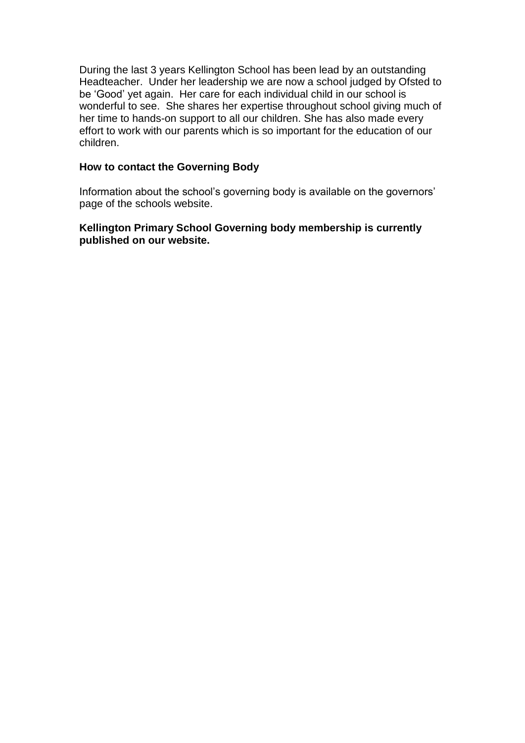During the last 3 years Kellington School has been lead by an outstanding Headteacher. Under her leadership we are now a school judged by Ofsted to be 'Good' yet again. Her care for each individual child in our school is wonderful to see. She shares her expertise throughout school giving much of her time to hands-on support to all our children. She has also made every effort to work with our parents which is so important for the education of our children.

### How to contact the Governing Body

Information about the school's governing body is available on the governors' page of the schools website.

**Kellington Primary School Governing body membership is currently published on our website.**